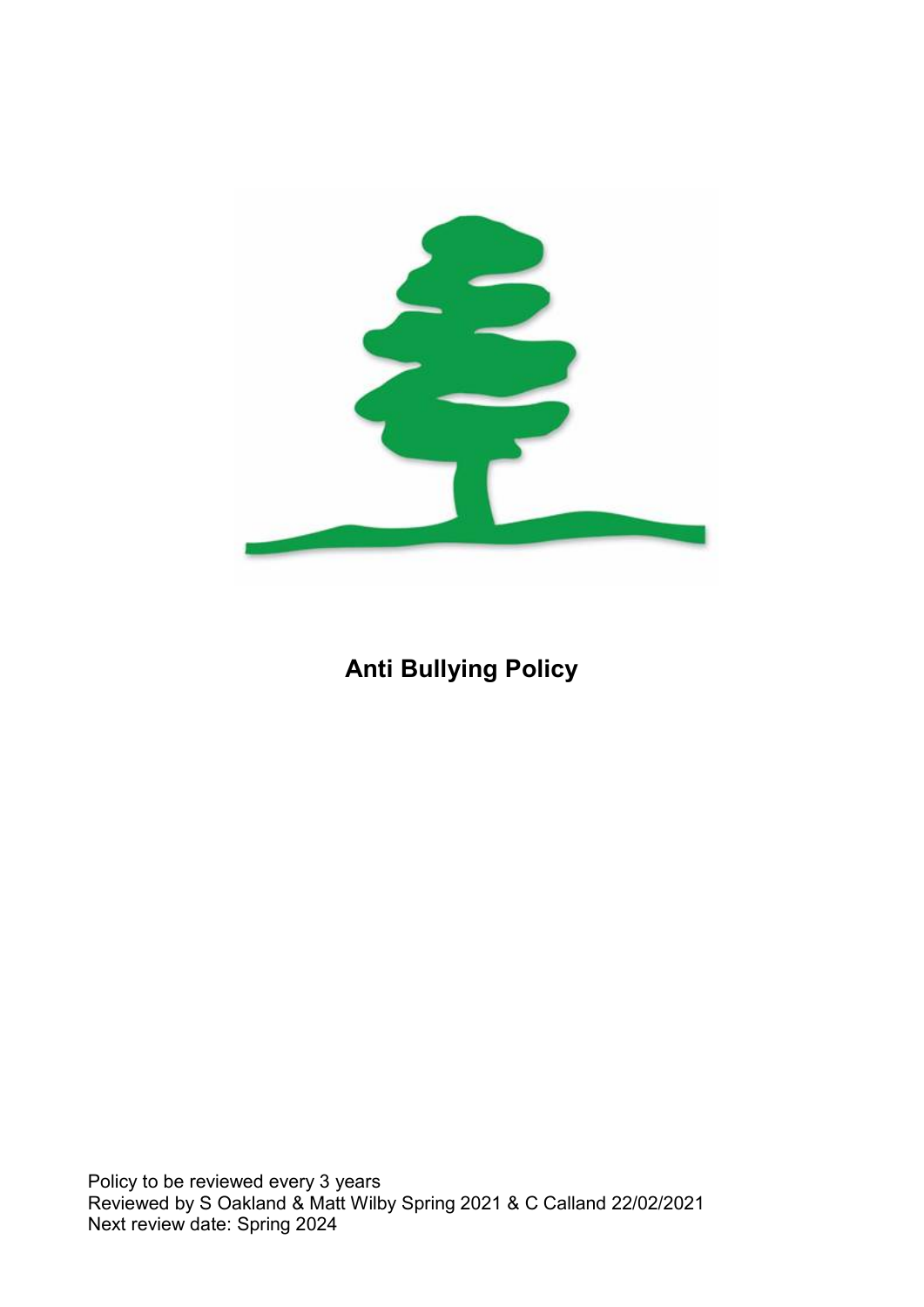# Anti Bullying Policy

Policy to be reviewed every 3 years
Reviewed by S Oakland & Matt Wilby Spring 2021 & C Calland 22/02/2021
Next review date: Spring 2024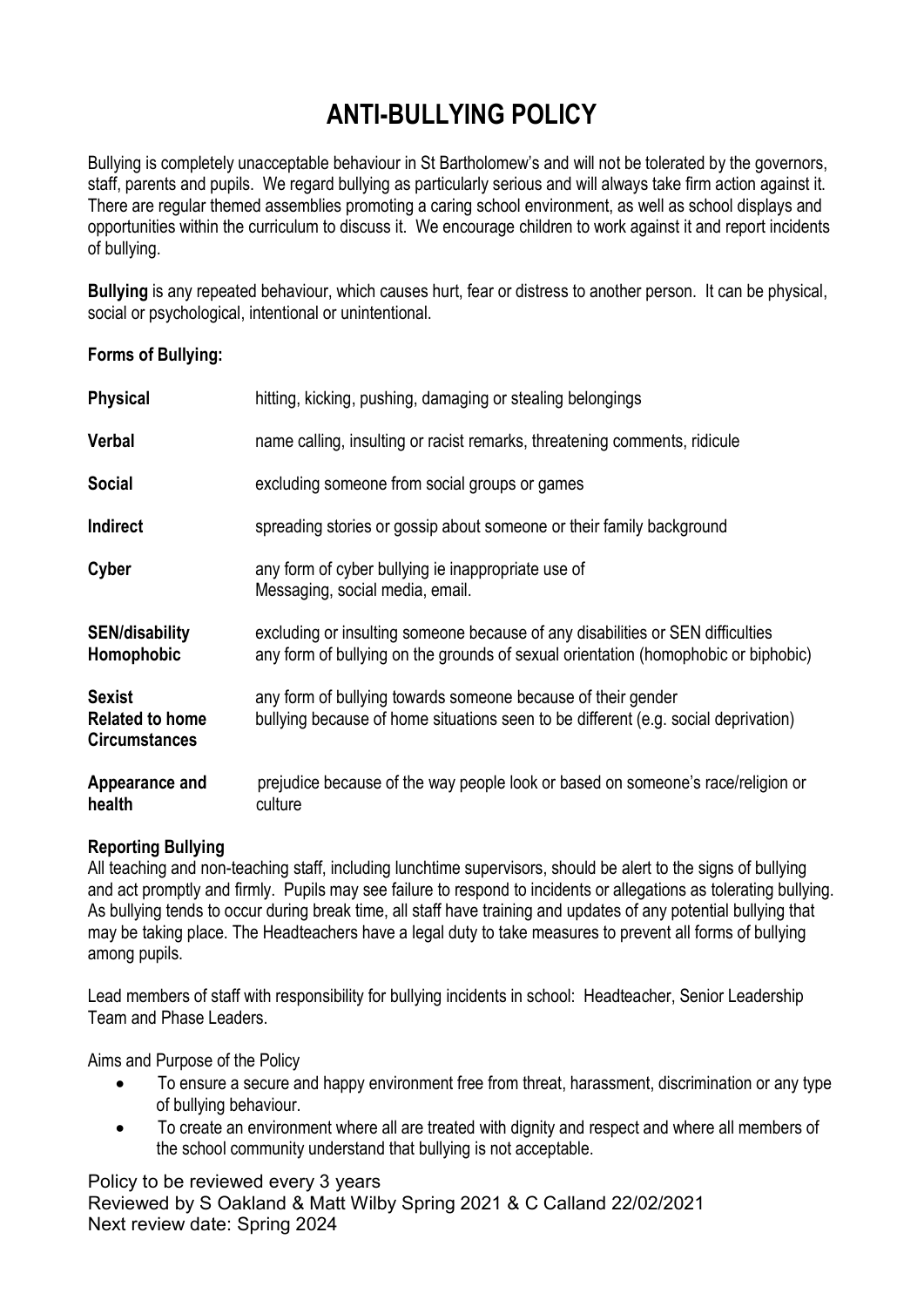# ANTI-BULLYING POLICY

Bullying is completely unacceptable behaviour in St Bartholomew's and will not be tolerated by the governors, staff, parents and pupils. We regard bullying as particularly serious and will always take firm action against it. There are regular themed assemblies promoting a caring school environment, as well as school displays and opportunities within the curriculum to discuss it. We encourage children to work against it and report incidents of bullying.

**Bullying** is any repeated behaviour, which causes hurt, fear or distress to another person. It can be physical, social or psychological, intentional or unintentional.

**Forms of Bullying:**

| | |
|---|---|
| **Physical** | hitting, kicking, pushing, damaging or stealing belongings |
| **Verbal** | name calling, insulting or racist remarks, threatening comments, ridicule |
| **Social** | excluding someone from social groups or games |
| **Indirect** | spreading stories or gossip about someone or their family background |
| **Cyber** | any form of cyber bullying ie inappropriate use of Messaging, social media, email. |
| **SEN/disability** | excluding or insulting someone because of any disabilities or SEN difficulties |
| **Homophobic** | any form of bullying on the grounds of sexual orientation (homophobic or biphobic) |
| **Sexist** | any form of bullying towards someone because of their gender |
| **Related to home Circumstances** | bullying because of home situations seen to be different (e.g. social deprivation) |
| **Appearance and health** | prejudice because of the way people look or based on someone's race/religion or culture |

**Reporting Bullying**

All teaching and non-teaching staff, including lunchtime supervisors, should be alert to the signs of bullying and act promptly and firmly. Pupils may see failure to respond to incidents or allegations as tolerating bullying. As bullying tends to occur during break time, all staff have training and updates of any potential bullying that may be taking place. The Headteachers have a legal duty to take measures to prevent all forms of bullying among pupils.

Lead members of staff with responsibility for bullying incidents in school: Headteacher, Senior Leadership Team and Phase Leaders.

Aims and Purpose of the Policy

- To ensure a secure and happy environment free from threat, harassment, discrimination or any type of bullying behaviour.
- To create an environment where all are treated with dignity and respect and where all members of the school community understand that bullying is not acceptable.

Policy to be reviewed every 3 years
Reviewed by S Oakland & Matt Wilby Spring 2021 & C Calland 22/02/2021
Next review date: Spring 2024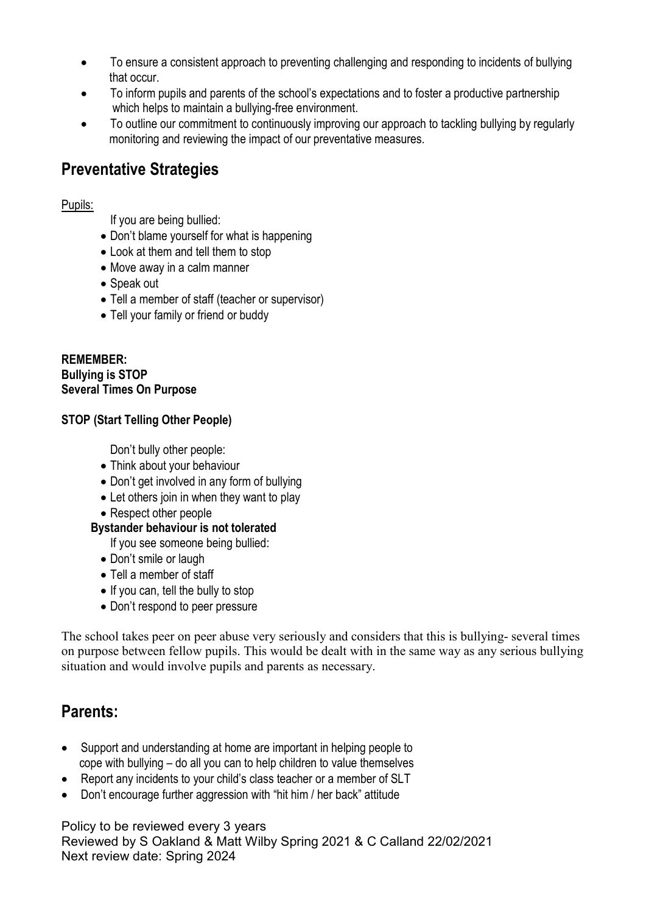- To ensure a consistent approach to preventing challenging and responding to incidents of bullying that occur.
- To inform pupils and parents of the school's expectations and to foster a productive partnership which helps to maintain a bullying-free environment.
- To outline our commitment to continuously improving our approach to tackling bullying by regularly monitoring and reviewing the impact of our preventative measures.

## Preventative Strategies

Pupils:

If you are being bullied:

- Don't blame yourself for what is happening
- Look at them and tell them to stop
- Move away in a calm manner
- Speak out
- Tell a member of staff (teacher or supervisor)
- Tell your family or friend or buddy

**REMEMBER:**
**Bullying is STOP**
**Several Times On Purpose**

**STOP (Start Telling Other People)**

Don't bully other people:

- Think about your behaviour
- Don't get involved in any form of bullying
- Let others join in when they want to play
- Respect other people

**Bystander behaviour is not tolerated**

If you see someone being bullied:

- Don't smile or laugh
- Tell a member of staff
- If you can, tell the bully to stop
- Don't respond to peer pressure

The school takes peer on peer abuse very seriously and considers that this is bullying- several times on purpose between fellow pupils. This would be dealt with in the same way as any serious bullying situation and would involve pupils and parents as necessary.

## Parents:

- Support and understanding at home are important in helping people to cope with bullying – do all you can to help children to value themselves
- Report any incidents to your child's class teacher or a member of SLT
- Don't encourage further aggression with "hit him / her back" attitude

Policy to be reviewed every 3 years
Reviewed by S Oakland & Matt Wilby Spring 2021 & C Calland 22/02/2021
Next review date: Spring 2024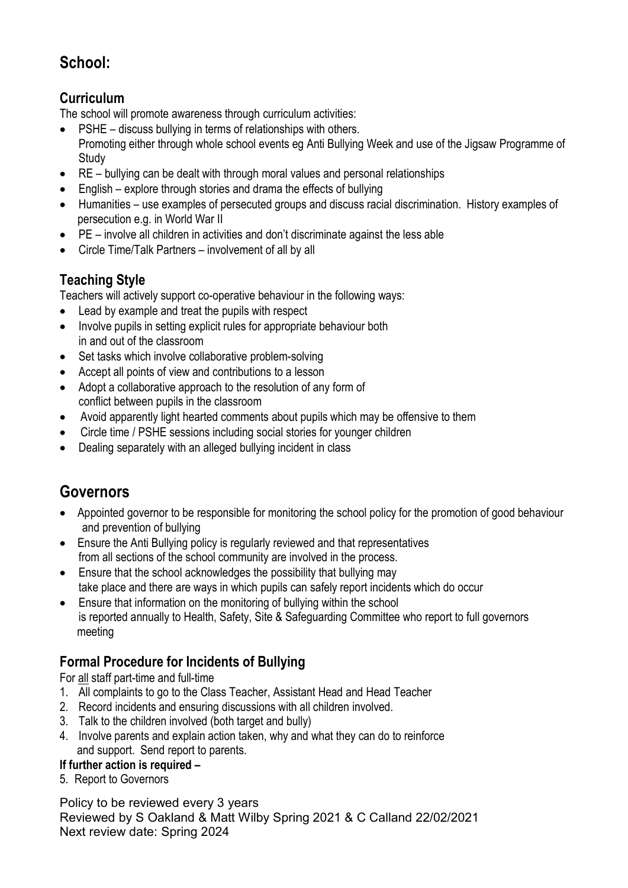## School:

### Curriculum

The school will promote awareness through curriculum activities:

- PSHE – discuss bullying in terms of relationships with others. Promoting either through whole school events eg Anti Bullying Week and use of the Jigsaw Programme of Study
- RE – bullying can be dealt with through moral values and personal relationships
- English – explore through stories and drama the effects of bullying
- Humanities – use examples of persecuted groups and discuss racial discrimination. History examples of persecution e.g. in World War II
- PE – involve all children in activities and don't discriminate against the less able
- Circle Time/Talk Partners – involvement of all by all

### Teaching Style

Teachers will actively support co-operative behaviour in the following ways:

- Lead by example and treat the pupils with respect
- Involve pupils in setting explicit rules for appropriate behaviour both in and out of the classroom
- Set tasks which involve collaborative problem-solving
- Accept all points of view and contributions to a lesson
- Adopt a collaborative approach to the resolution of any form of conflict between pupils in the classroom
- Avoid apparently light hearted comments about pupils which may be offensive to them
- Circle time / PSHE sessions including social stories for younger children
- Dealing separately with an alleged bullying incident in class

## Governors

- Appointed governor to be responsible for monitoring the school policy for the promotion of good behaviour and prevention of bullying
- Ensure the Anti Bullying policy is regularly reviewed and that representatives from all sections of the school community are involved in the process.
- Ensure that the school acknowledges the possibility that bullying may take place and there are ways in which pupils can safely report incidents which do occur
- Ensure that information on the monitoring of bullying within the school is reported annually to Health, Safety, Site & Safeguarding Committee who report to full governors meeting

### Formal Procedure for Incidents of Bullying

For <u>all</u> staff part-time and full-time

1. All complaints to go to the Class Teacher, Assistant Head and Head Teacher
2. Record incidents and ensuring discussions with all children involved.
3. Talk to the children involved (both target and bully)
4. Involve parents and explain action taken, why and what they can do to reinforce and support. Send report to parents.

**If further action is required –**

5. Report to Governors

Policy to be reviewed every 3 years
Reviewed by S Oakland & Matt Wilby Spring 2021 & C Calland 22/02/2021
Next review date: Spring 2024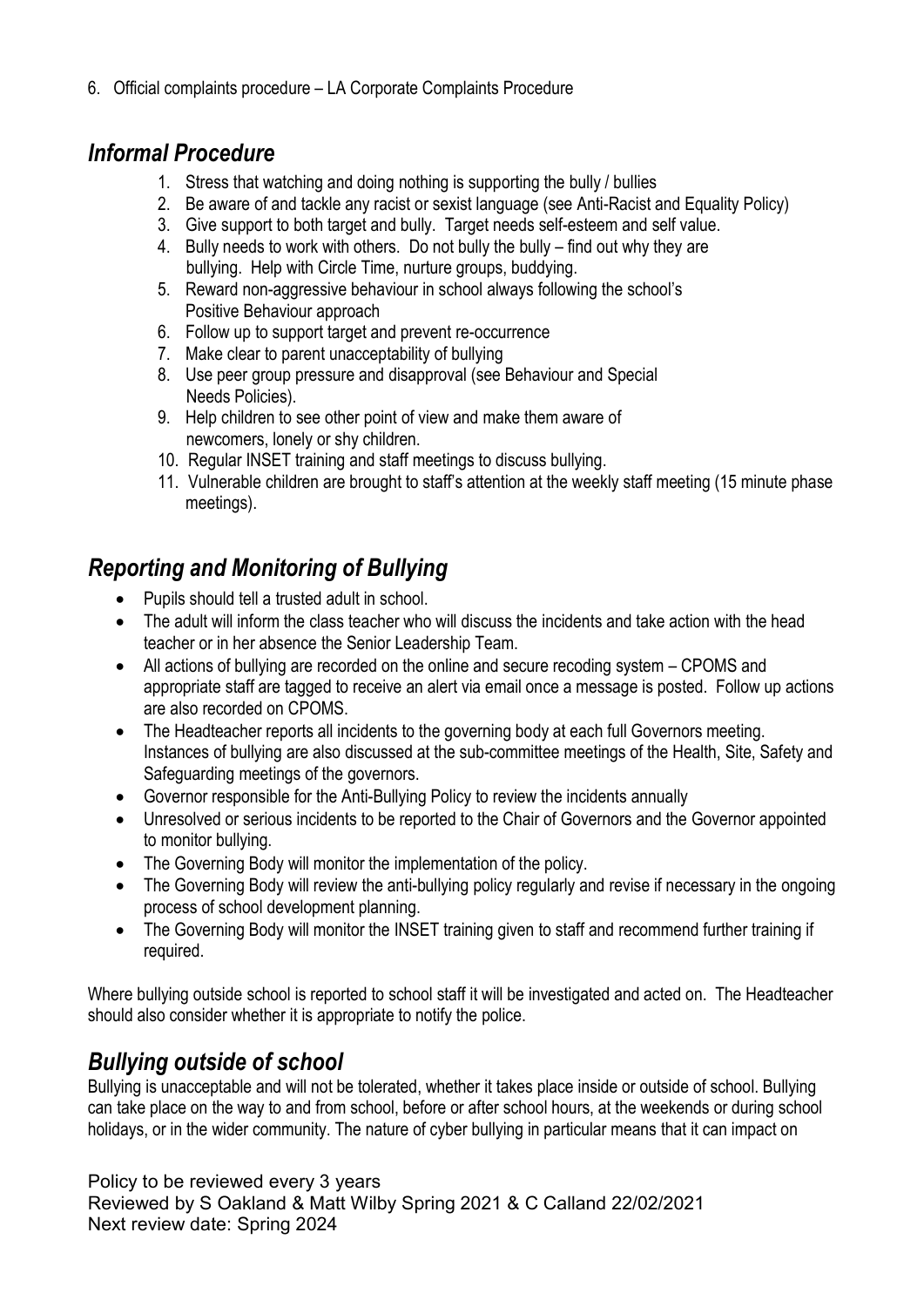6. Official complaints procedure – LA Corporate Complaints Procedure

## *Informal Procedure*

1. Stress that watching and doing nothing is supporting the bully / bullies
2. Be aware of and tackle any racist or sexist language (see Anti-Racist and Equality Policy)
3. Give support to both target and bully. Target needs self-esteem and self value.
4. Bully needs to work with others. Do not bully the bully – find out why they are bullying. Help with Circle Time, nurture groups, buddying.
5. Reward non-aggressive behaviour in school always following the school's Positive Behaviour approach
6. Follow up to support target and prevent re-occurrence
7. Make clear to parent unacceptability of bullying
8. Use peer group pressure and disapproval (see Behaviour and Special Needs Policies).
9. Help children to see other point of view and make them aware of newcomers, lonely or shy children.
10. Regular INSET training and staff meetings to discuss bullying.
11. Vulnerable children are brought to staff's attention at the weekly staff meeting (15 minute phase meetings).

## *Reporting and Monitoring of Bullying*

- Pupils should tell a trusted adult in school.
- The adult will inform the class teacher who will discuss the incidents and take action with the head teacher or in her absence the Senior Leadership Team.
- All actions of bullying are recorded on the online and secure recoding system – CPOMS and appropriate staff are tagged to receive an alert via email once a message is posted. Follow up actions are also recorded on CPOMS.
- The Headteacher reports all incidents to the governing body at each full Governors meeting. Instances of bullying are also discussed at the sub-committee meetings of the Health, Site, Safety and Safeguarding meetings of the governors.
- Governor responsible for the Anti-Bullying Policy to review the incidents annually
- Unresolved or serious incidents to be reported to the Chair of Governors and the Governor appointed to monitor bullying.
- The Governing Body will monitor the implementation of the policy.
- The Governing Body will review the anti-bullying policy regularly and revise if necessary in the ongoing process of school development planning.
- The Governing Body will monitor the INSET training given to staff and recommend further training if required.

Where bullying outside school is reported to school staff it will be investigated and acted on. The Headteacher should also consider whether it is appropriate to notify the police.

## *Bullying outside of school*

Bullying is unacceptable and will not be tolerated, whether it takes place inside or outside of school. Bullying can take place on the way to and from school, before or after school hours, at the weekends or during school holidays, or in the wider community. The nature of cyber bullying in particular means that it can impact on

Policy to be reviewed every 3 years
Reviewed by S Oakland & Matt Wilby Spring 2021 & C Calland 22/02/2021
Next review date: Spring 2024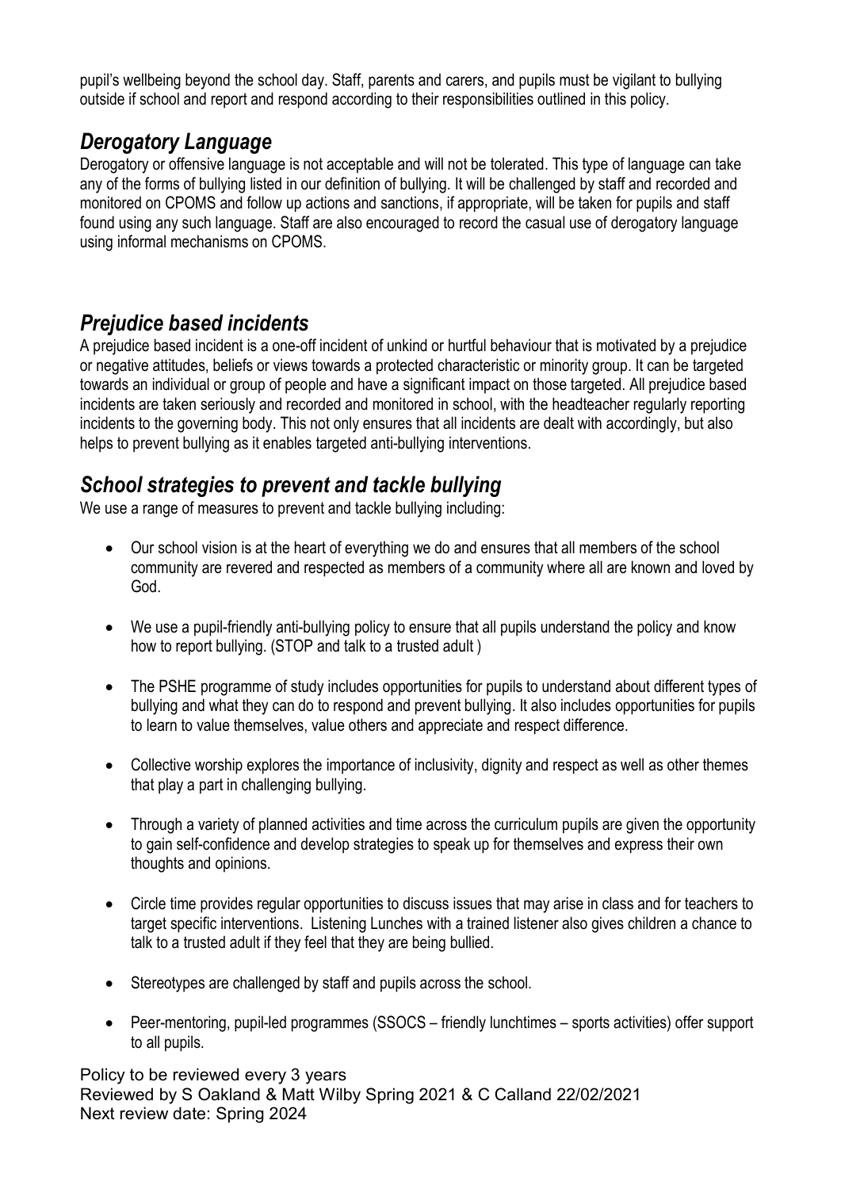pupil's wellbeing beyond the school day. Staff, parents and carers, and pupils must be vigilant to bullying outside if school and report and respond according to their responsibilities outlined in this policy.

## *Derogatory Language*

Derogatory or offensive language is not acceptable and will not be tolerated. This type of language can take any of the forms of bullying listed in our definition of bullying. It will be challenged by staff and recorded and monitored on CPOMS and follow up actions and sanctions, if appropriate, will be taken for pupils and staff found using any such language. Staff are also encouraged to record the casual use of derogatory language using informal mechanisms on CPOMS.

## *Prejudice based incidents*

A prejudice based incident is a one-off incident of unkind or hurtful behaviour that is motivated by a prejudice or negative attitudes, beliefs or views towards a protected characteristic or minority group. It can be targeted towards an individual or group of people and have a significant impact on those targeted. All prejudice based incidents are taken seriously and recorded and monitored in school, with the headteacher regularly reporting incidents to the governing body. This not only ensures that all incidents are dealt with accordingly, but also helps to prevent bullying as it enables targeted anti-bullying interventions.

## *School strategies to prevent and tackle bullying*

We use a range of measures to prevent and tackle bullying including:

- Our school vision is at the heart of everything we do and ensures that all members of the school community are revered and respected as members of a community where all are known and loved by God.
- We use a pupil-friendly anti-bullying policy to ensure that all pupils understand the policy and know how to report bullying. (STOP and talk to a trusted adult )
- The PSHE programme of study includes opportunities for pupils to understand about different types of bullying and what they can do to respond and prevent bullying. It also includes opportunities for pupils to learn to value themselves, value others and appreciate and respect difference.
- Collective worship explores the importance of inclusivity, dignity and respect as well as other themes that play a part in challenging bullying.
- Through a variety of planned activities and time across the curriculum pupils are given the opportunity to gain self-confidence and develop strategies to speak up for themselves and express their own thoughts and opinions.
- Circle time provides regular opportunities to discuss issues that may arise in class and for teachers to target specific interventions. Listening Lunches with a trained listener also gives children a chance to talk to a trusted adult if they feel that they are being bullied.
- Stereotypes are challenged by staff and pupils across the school.
- Peer-mentoring, pupil-led programmes (SSOCS – friendly lunchtimes – sports activities) offer support to all pupils.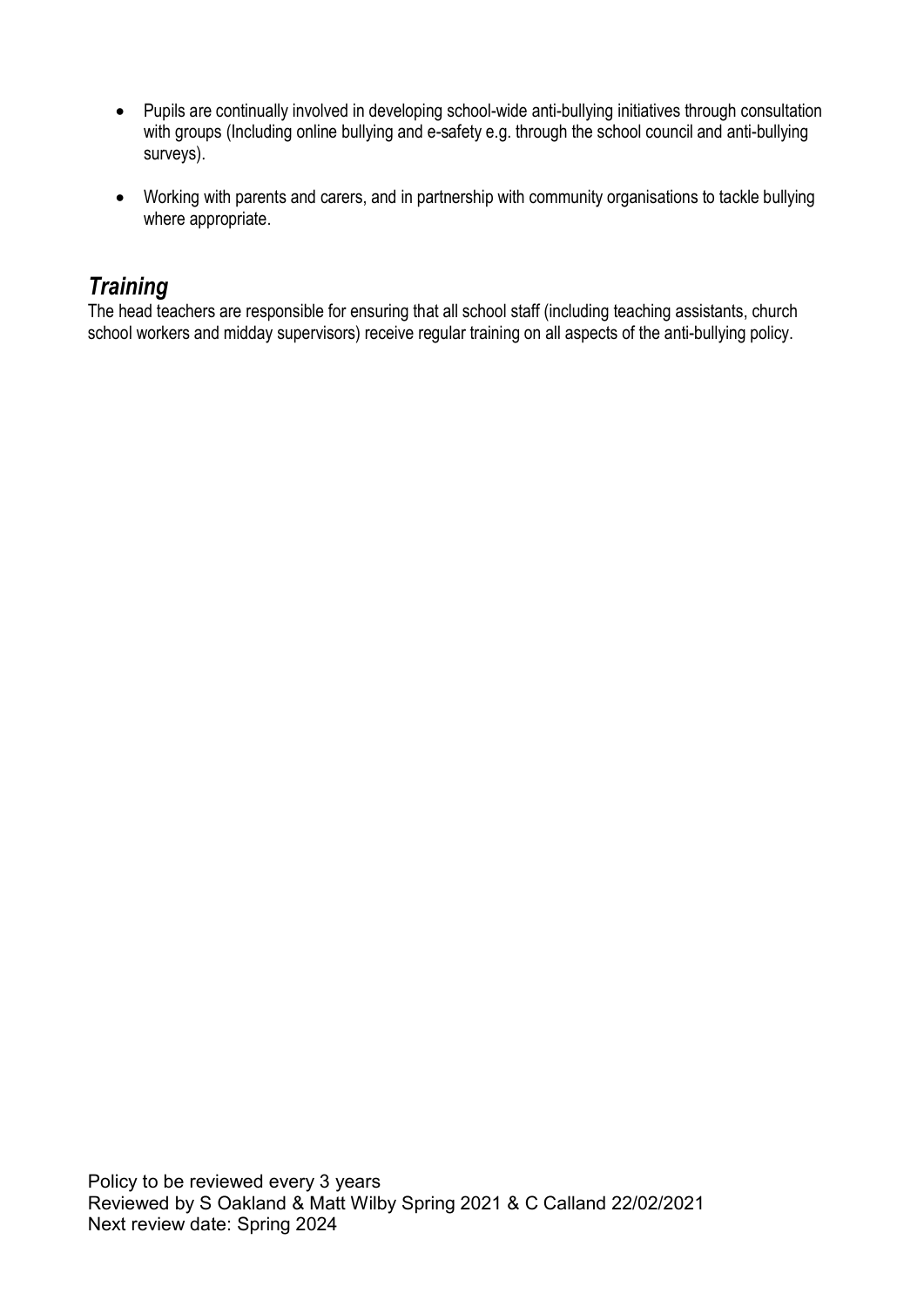- Pupils are continually involved in developing school-wide anti-bullying initiatives through consultation with groups (Including online bullying and e-safety e.g. through the school council and anti-bullying surveys).

- Working with parents and carers, and in partnership with community organisations to tackle bullying where appropriate.

## *Training*

The head teachers are responsible for ensuring that all school staff (including teaching assistants, church school workers and midday supervisors) receive regular training on all aspects of the anti-bullying policy.

Policy to be reviewed every 3 years
Reviewed by S Oakland & Matt Wilby Spring 2021 & C Calland 22/02/2021
Next review date: Spring 2024